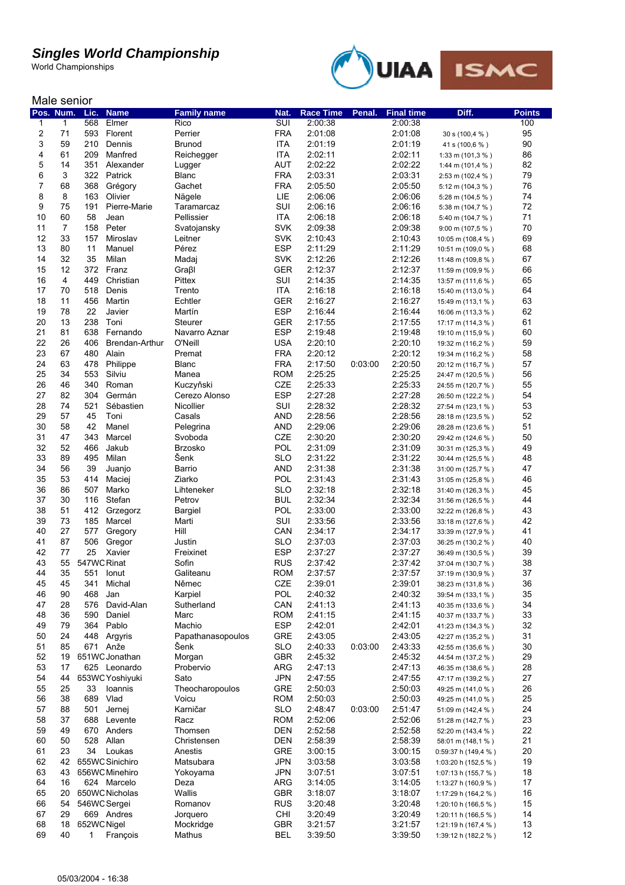# Singles World Championship

World Championships

UIAA ISMC

## Male senior

| Pos. | Num. | Lic. | Name | Family name | Nat. | Race Time | Penal. | Final time | Diff. | Points |
|---|---|---|---|---|---|---|---|---|---|---|
| 1 | 1 | 568 | Elmer | Rico | SUI | 2:00:38 | | 2:00:38 | | 100 |
| 2 | 71 | 593 | Florent | Perrier | FRA | 2:01:08 | | 2:01:08 | 30 s (100,4 % ) | 95 |
| 3 | 59 | 210 | Dennis | Brunod | ITA | 2:01:19 | | 2:01:19 | 41 s (100,6 % ) | 90 |
| 4 | 61 | 209 | Manfred | Reichegger | ITA | 2:02:11 | | 2:02:11 | 1:33 m (101,3 % ) | 86 |
| 5 | 14 | 351 | Alexander | Lugger | AUT | 2:02:22 | | 2:02:22 | 1:44 m (101,4 % ) | 82 |
| 6 | 3 | 322 | Patrick | Blanc | FRA | 2:03:31 | | 2:03:31 | 2:53 m (102,4 % ) | 79 |
| 7 | 68 | 368 | Grégory | Gachet | FRA | 2:05:50 | | 2:05:50 | 5:12 m (104,3 % ) | 76 |
| 8 | 8 | 163 | Olivier | Nägele | LIE | 2:06:06 | | 2:06:06 | 5:28 m (104,5 % ) | 74 |
| 9 | 75 | 191 | Pierre-Marie | Taramarcaz | SUI | 2:06:16 | | 2:06:16 | 5:38 m (104,7 % ) | 72 |
| 10 | 60 | 58 | Jean | Pellissier | ITA | 2:06:18 | | 2:06:18 | 5:40 m (104,7 % ) | 71 |
| 11 | 7 | 158 | Peter | Svatojansky | SVK | 2:09:38 | | 2:09:38 | 9:00 m (107,5 % ) | 70 |
| 12 | 33 | 157 | Miroslav | Leitner | SVK | 2:10:43 | | 2:10:43 | 10:05 m (108,4 % ) | 69 |
| 13 | 80 | 11 | Manuel | Pérez | ESP | 2:11:29 | | 2:11:29 | 10:51 m (109,0 % ) | 68 |
| 14 | 32 | 35 | Milan | Madaj | SVK | 2:12:26 | | 2:12:26 | 11:48 m (109,8 % ) | 67 |
| 15 | 12 | 372 | Franz | Graßl | GER | 2:12:37 | | 2:12:37 | 11:59 m (109,9 % ) | 66 |
| 16 | 4 | 449 | Christian | Pittex | SUI | 2:14:35 | | 2:14:35 | 13:57 m (111,6 % ) | 65 |
| 17 | 70 | 518 | Denis | Trento | ITA | 2:16:18 | | 2:16:18 | 15:40 m (113,0 % ) | 64 |
| 18 | 11 | 456 | Martin | Echtler | GER | 2:16:27 | | 2:16:27 | 15:49 m (113,1 % ) | 63 |
| 19 | 78 | 22 | Javier | Martín | ESP | 2:16:44 | | 2:16:44 | 16:06 m (113,3 % ) | 62 |
| 20 | 13 | 238 | Toni | Steurer | GER | 2:17:55 | | 2:17:55 | 17:17 m (114,3 % ) | 61 |
| 21 | 81 | 638 | Fernando | Navarro Aznar | ESP | 2:19:48 | | 2:19:48 | 19:10 m (115,9 % ) | 60 |
| 22 | 26 | 406 | Brendan-Arthur | O'Neill | USA | 2:20:10 | | 2:20:10 | 19:32 m (116,2 % ) | 59 |
| 23 | 67 | 480 | Alain | Premat | FRA | 2:20:12 | | 2:20:12 | 19:34 m (116,2 % ) | 58 |
| 24 | 63 | 478 | Philippe | Blanc | FRA | 2:17:50 | 0:03:00 | 2:20:50 | 20:12 m (116,7 % ) | 57 |
| 25 | 34 | 553 | Silviu | Manea | ROM | 2:25:25 | | 2:25:25 | 24:47 m (120,5 % ) | 56 |
| 26 | 46 | 340 | Roman | Kuczyňski | CZE | 2:25:33 | | 2:25:33 | 24:55 m (120,7 % ) | 55 |
| 27 | 82 | 304 | Germán | Cerezo Alonso | ESP | 2:27:28 | | 2:27:28 | 26:50 m (122,2 % ) | 54 |
| 28 | 74 | 521 | Sébastien | Nicollier | SUI | 2:28:32 | | 2:28:32 | 27:54 m (123,1 % ) | 53 |
| 29 | 57 | 45 | Toni | Casals | AND | 2:28:56 | | 2:28:56 | 28:18 m (123,5 % ) | 52 |
| 30 | 58 | 42 | Manel | Pelegrina | AND | 2:29:06 | | 2:29:06 | 28:28 m (123,6 % ) | 51 |
| 31 | 47 | 343 | Marcel | Svoboda | CZE | 2:30:20 | | 2:30:20 | 29:42 m (124,6 % ) | 50 |
| 32 | 52 | 466 | Jakub | Brzosko | POL | 2:31:09 | | 2:31:09 | 30:31 m (125,3 % ) | 49 |
| 33 | 89 | 495 | Milan | Šenk | SLO | 2:31:22 | | 2:31:22 | 30:44 m (125,5 % ) | 48 |
| 34 | 56 | 39 | Juanjo | Barrio | AND | 2:31:38 | | 2:31:38 | 31:00 m (125,7 % ) | 47 |
| 35 | 53 | 414 | Maciej | Ziarko | POL | 2:31:43 | | 2:31:43 | 31:05 m (125,8 % ) | 46 |
| 36 | 86 | 507 | Marko | Lihteneker | SLO | 2:32:18 | | 2:32:18 | 31:40 m (126,3 % ) | 45 |
| 37 | 30 | 116 | Stefan | Petrov | BUL | 2:32:34 | | 2:32:34 | 31:56 m (126,5 % ) | 44 |
| 38 | 51 | 412 | Grzegorz | Bargiel | POL | 2:33:00 | | 2:33:00 | 32:22 m (126,8 % ) | 43 |
| 39 | 73 | 185 | Marcel | Marti | SUI | 2:33:56 | | 2:33:56 | 33:18 m (127,6 % ) | 42 |
| 40 | 27 | 577 | Gregory | Hill | CAN | 2:34:17 | | 2:34:17 | 33:39 m (127,9 % ) | 41 |
| 41 | 87 | 506 | Gregor | Justin | SLO | 2:37:03 | | 2:37:03 | 36:25 m (130,2 % ) | 40 |
| 42 | 77 | 25 | Xavier | Freixinet | ESP | 2:37:27 | | 2:37:27 | 36:49 m (130,5 % ) | 39 |
| 43 | 55 | 547WC | Rinat | Sofin | RUS | 2:37:42 | | 2:37:42 | 37:04 m (130,7 % ) | 38 |
| 44 | 35 | 551 | Ionut | Galiteanu | ROM | 2:37:57 | | 2:37:57 | 37:19 m (130,9 % ) | 37 |
| 45 | 45 | 341 | Michal | Němec | CZE | 2:39:01 | | 2:39:01 | 38:23 m (131,8 % ) | 36 |
| 46 | 90 | 468 | Jan | Karpiel | POL | 2:40:32 | | 2:40:32 | 39:54 m (133,1 % ) | 35 |
| 47 | 28 | 576 | David-Alan | Sutherland | CAN | 2:41:13 | | 2:41:13 | 40:35 m (133,6 % ) | 34 |
| 48 | 36 | 590 | Daniel | Marc | ROM | 2:41:15 | | 2:41:15 | 40:37 m (133,7 % ) | 33 |
| 49 | 79 | 364 | Pablo | Machio | ESP | 2:42:01 | | 2:42:01 | 41:23 m (134,3 % ) | 32 |
| 50 | 24 | 448 | Argyris | Papathanasopoulos | GRE | 2:43:05 | | 2:43:05 | 42:27 m (135,2 % ) | 31 |
| 51 | 85 | 671 | Anže | Šenk | SLO | 2:40:33 | 0:03:00 | 2:43:33 | 42:55 m (135,6 % ) | 30 |
| 52 | 19 | 651WC | Jonathan | Morgan | GBR | 2:45:32 | | 2:45:32 | 44:54 m (137,2 % ) | 29 |
| 53 | 17 | 625 | Leonardo | Probervio | ARG | 2:47:13 | | 2:47:13 | 46:35 m (138,6 % ) | 28 |
| 54 | 44 | 653WC | Yoshiyuki | Sato | JPN | 2:47:55 | | 2:47:55 | 47:17 m (139,2 % ) | 27 |
| 55 | 25 | 33 | Ioannis | Theocharopoulos | GRE | 2:50:03 | | 2:50:03 | 49:25 m (141,0 % ) | 26 |
| 56 | 38 | 689 | Vlad | Voicu | ROM | 2:50:03 | | 2:50:03 | 49:25 m (141,0 % ) | 25 |
| 57 | 88 | 501 | Jernej | Karničar | SLO | 2:48:47 | 0:03:00 | 2:51:47 | 51:09 m (142,4 % ) | 24 |
| 58 | 37 | 688 | Levente | Racz | ROM | 2:52:06 | | 2:52:06 | 51:28 m (142,7 % ) | 23 |
| 59 | 49 | 670 | Anders | Thomsen | DEN | 2:52:58 | | 2:52:58 | 52:20 m (143,4 % ) | 22 |
| 60 | 50 | 528 | Allan | Christensen | DEN | 2:58:39 | | 2:58:39 | 58:01 m (148,1 % ) | 21 |
| 61 | 23 | 34 | Loukas | Anestis | GRE | 3:00:15 | | 3:00:15 | 0:59:37 h (149,4 % ) | 20 |
| 62 | 42 | 655WC | Sinichiro | Matsubara | JPN | 3:03:58 | | 3:03:58 | 1:03:20 h (152,5 % ) | 19 |
| 63 | 43 | 656WC | Minehiro | Yokoyama | JPN | 3:07:51 | | 3:07:51 | 1:07:13 h (155,7 % ) | 18 |
| 64 | 16 | 624 | Marcelo | Deza | ARG | 3:14:05 | | 3:14:05 | 1:13:27 h (160,9 % ) | 17 |
| 65 | 20 | 650WC | Nicholas | Wallis | GBR | 3:18:07 | | 3:18:07 | 1:17:29 h (164,2 % ) | 16 |
| 66 | 54 | 546WC | Sergei | Romanov | RUS | 3:20:48 | | 3:20:48 | 1:20:10 h (166,5 % ) | 15 |
| 67 | 29 | 669 | Andres | Jorquero | CHI | 3:20:49 | | 3:20:49 | 1:20:11 h (166,5 % ) | 14 |
| 68 | 18 | 652WC | Nigel | Mockridge | GBR | 3:21:57 | | 3:21:57 | 1:21:19 h (167,4 % ) | 13 |
| 69 | 40 | 1 | François | Mathus | BEL | 3:39:50 | | 3:39:50 | 1:39:12 h (182,2 % ) | 12 |

05/03/2004 - 16:38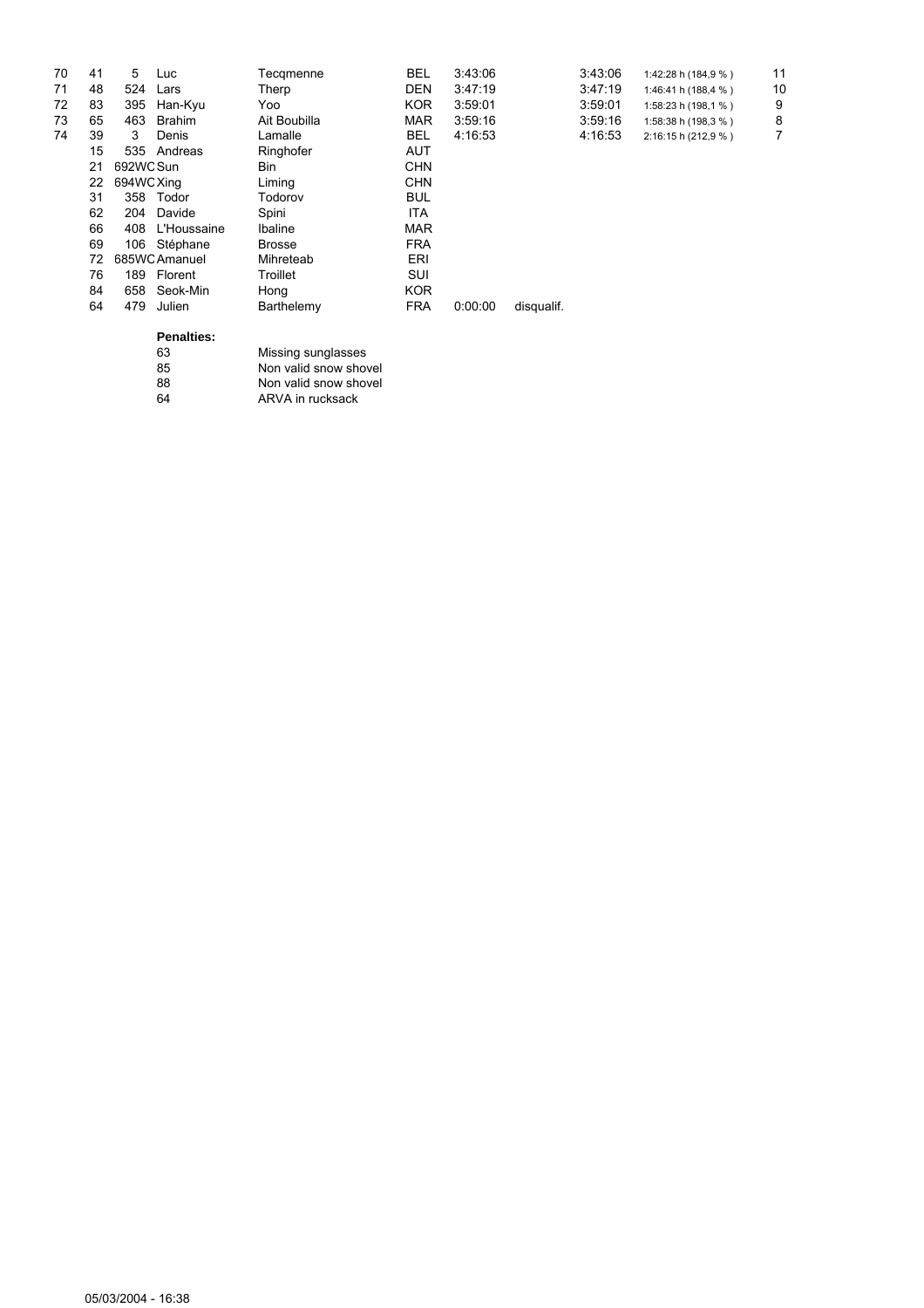| | | | | | | | | | | |
|---|---|---|---|---|---|---|---|---|---|---|
| 70 | 41 | 5 | Luc | Tecqmenne | BEL | 3:43:06 | | 3:43:06 | 1:42:28 h (184,9 % ) | 11 |
| 71 | 48 | 524 | Lars | Therp | DEN | 3:47:19 | | 3:47:19 | 1:46:41 h (188,4 % ) | 10 |
| 72 | 83 | 395 | Han-Kyu | Yoo | KOR | 3:59:01 | | 3:59:01 | 1:58:23 h (198,1 % ) | 9 |
| 73 | 65 | 463 | Brahim | Ait Boubilla | MAR | 3:59:16 | | 3:59:16 | 1:58:38 h (198,3 % ) | 8 |
| 74 | 39 | 3 | Denis | Lamalle | BEL | 4:16:53 | | 4:16:53 | 2:16:15 h (212,9 % ) | 7 |
| | 15 | 535 | Andreas | Ringhofer | AUT | | | | | |
| | 21 | 692WC | Sun | Bin | CHN | | | | | |
| | 22 | 694WC | Xing | Liming | CHN | | | | | |
| | 31 | 358 | Todor | Todorov | BUL | | | | | |
| | 62 | 204 | Davide | Spini | ITA | | | | | |
| | 66 | 408 | L'Houssaine | Ibaline | MAR | | | | | |
| | 69 | 106 | Stéphane | Brosse | FRA | | | | | |
| | 72 | 685WC | Amanuel | Mihreteab | ERI | | | | | |
| | 76 | 189 | Florent | Troillet | SUI | | | | | |
| | 84 | 658 | Seok-Min | Hong | KOR | | | | | |
| | 64 | 479 | Julien | Barthelemy | FRA | 0:00:00 | disqualif. | | | |

**Penalties:**

| | |
|---|---|
| 63 | Missing sunglasses |
| 85 | Non valid snow shovel |
| 88 | Non valid snow shovel |
| 64 | ARVA in rucksack |

05/03/2004 - 16:38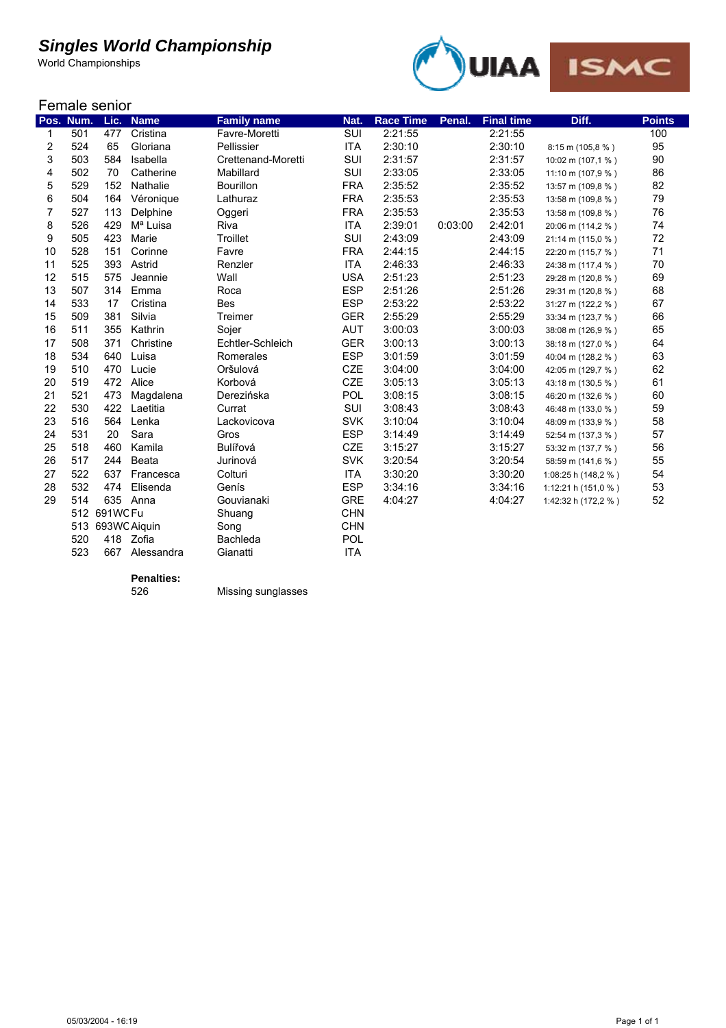# Singles World Championship

World Championships

## Female senior

| Pos. | Num. | Lic. | Name | Family name | Nat. | Race Time | Penal. | Final time | Diff. | Points |
|---|---|---|---|---|---|---|---|---|---|---|
| 1 | 501 | 477 | Cristina | Favre-Moretti | SUI | 2:21:55 | | 2:21:55 | | 100 |
| 2 | 524 | 65 | Gloriana | Pellissier | ITA | 2:30:10 | | 2:30:10 | 8:15 m (105,8 % ) | 95 |
| 3 | 503 | 584 | Isabella | Crettenand-Moretti | SUI | 2:31:57 | | 2:31:57 | 10:02 m (107,1 % ) | 90 |
| 4 | 502 | 70 | Catherine | Mabillard | SUI | 2:33:05 | | 2:33:05 | 11:10 m (107,9 % ) | 86 |
| 5 | 529 | 152 | Nathalie | Bourillon | FRA | 2:35:52 | | 2:35:52 | 13:57 m (109,8 % ) | 82 |
| 6 | 504 | 164 | Véronique | Lathuraz | FRA | 2:35:53 | | 2:35:53 | 13:58 m (109,8 % ) | 79 |
| 7 | 527 | 113 | Delphine | Oggeri | FRA | 2:35:53 | | 2:35:53 | 13:58 m (109,8 % ) | 76 |
| 8 | 526 | 429 | Mª Luisa | Riva | ITA | 2:39:01 | 0:03:00 | 2:42:01 | 20:06 m (114,2 % ) | 74 |
| 9 | 505 | 423 | Marie | Troillet | SUI | 2:43:09 | | 2:43:09 | 21:14 m (115,0 % ) | 72 |
| 10 | 528 | 151 | Corinne | Favre | FRA | 2:44:15 | | 2:44:15 | 22:20 m (115,7 % ) | 71 |
| 11 | 525 | 393 | Astrid | Renzler | ITA | 2:46:33 | | 2:46:33 | 24:38 m (117,4 % ) | 70 |
| 12 | 515 | 575 | Jeannie | Wall | USA | 2:51:23 | | 2:51:23 | 29:28 m (120,8 % ) | 69 |
| 13 | 507 | 314 | Emma | Roca | ESP | 2:51:26 | | 2:51:26 | 29:31 m (120,8 % ) | 68 |
| 14 | 533 | 17 | Cristina | Bes | ESP | 2:53:22 | | 2:53:22 | 31:27 m (122,2 % ) | 67 |
| 15 | 509 | 381 | Silvia | Treimer | GER | 2:55:29 | | 2:55:29 | 33:34 m (123,7 % ) | 66 |
| 16 | 511 | 355 | Kathrin | Sojer | AUT | 3:00:03 | | 3:00:03 | 38:08 m (126,9 % ) | 65 |
| 17 | 508 | 371 | Christine | Echtler-Schleich | GER | 3:00:13 | | 3:00:13 | 38:18 m (127,0 % ) | 64 |
| 18 | 534 | 640 | Luisa | Romerales | ESP | 3:01:59 | | 3:01:59 | 40:04 m (128,2 % ) | 63 |
| 19 | 510 | 470 | Lucie | Oršulová | CZE | 3:04:00 | | 3:04:00 | 42:05 m (129,7 % ) | 62 |
| 20 | 519 | 472 | Alice | Korbová | CZE | 3:05:13 | | 3:05:13 | 43:18 m (130,5 % ) | 61 |
| 21 | 521 | 473 | Magdalena | Derezińska | POL | 3:08:15 | | 3:08:15 | 46:20 m (132,6 % ) | 60 |
| 22 | 530 | 422 | Laetitia | Currat | SUI | 3:08:43 | | 3:08:43 | 46:48 m (133,0 % ) | 59 |
| 23 | 516 | 564 | Lenka | Lackovicova | SVK | 3:10:04 | | 3:10:04 | 48:09 m (133,9 % ) | 58 |
| 24 | 531 | 20 | Sara | Gros | ESP | 3:14:49 | | 3:14:49 | 52:54 m (137,3 % ) | 57 |
| 25 | 518 | 460 | Kamila | Bulířová | CZE | 3:15:27 | | 3:15:27 | 53:32 m (137,7 % ) | 56 |
| 26 | 517 | 244 | Beata | Jurinová | SVK | 3:20:54 | | 3:20:54 | 58:59 m (141,6 % ) | 55 |
| 27 | 522 | 637 | Francesca | Colturi | ITA | 3:30:20 | | 3:30:20 | 1:08:25 h (148,2 % ) | 54 |
| 28 | 532 | 474 | Elisenda | Genís | ESP | 3:34:16 | | 3:34:16 | 1:12:21 h (151,0 % ) | 53 |
| 29 | 514 | 635 | Anna | Gouvianaki | GRE | 4:04:27 | | 4:04:27 | 1:42:32 h (172,2 % ) | 52 |
| | 512 | 691WC | Fu | Shuang | CHN | | | | | |
| | 513 | 693WC | Aiquin | Song | CHN | | | | | |
| | 520 | 418 | Zofia | Bachleda | POL | | | | | |
| | 523 | 667 | Alessandra | Gianatti | ITA | | | | | |

**Penalties:**

526 Missing sunglasses

05/03/2004 - 16:19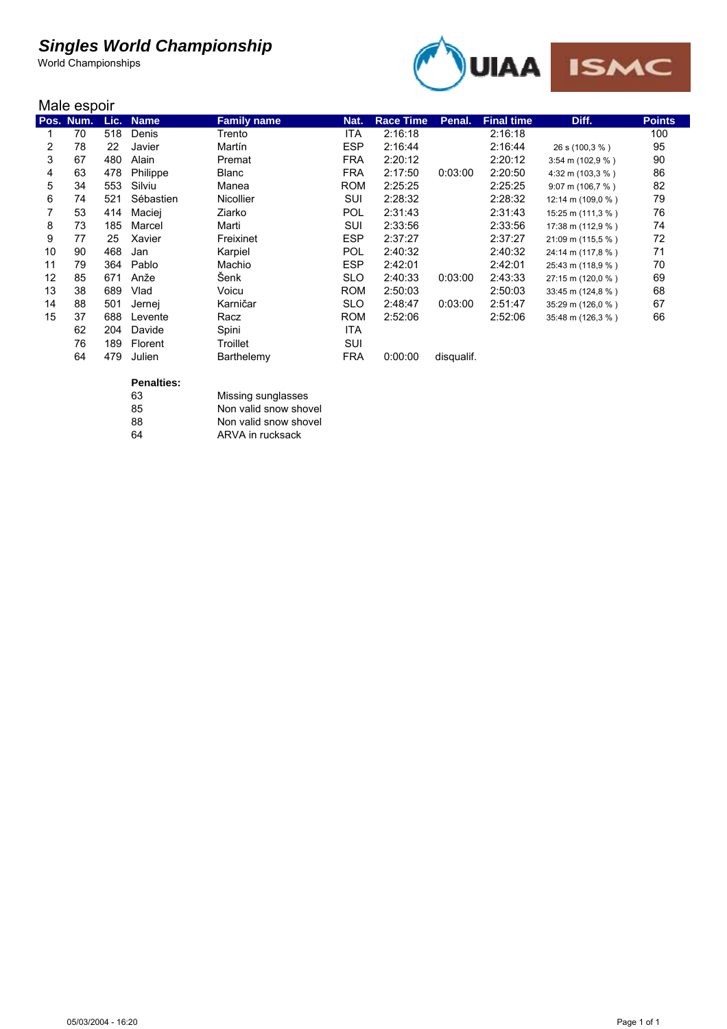# Singles World Championship

World Championships

UIAA ISMC

## Male espoir

| Pos. | Num. | Lic. | Name | Family name | Nat. | Race Time | Penal. | Final time | Diff. | Points |
|---|---|---|---|---|---|---|---|---|---|---|
| 1 | 70 | 518 | Denis | Trento | ITA | 2:16:18 | | 2:16:18 | | 100 |
| 2 | 78 | 22 | Javier | Martín | ESP | 2:16:44 | | 2:16:44 | 26 s (100,3 % ) | 95 |
| 3 | 67 | 480 | Alain | Premat | FRA | 2:20:12 | | 2:20:12 | 3:54 m (102,9 % ) | 90 |
| 4 | 63 | 478 | Philippe | Blanc | FRA | 2:17:50 | 0:03:00 | 2:20:50 | 4:32 m (103,3 % ) | 86 |
| 5 | 34 | 553 | Silviu | Manea | ROM | 2:25:25 | | 2:25:25 | 9:07 m (106,7 % ) | 82 |
| 6 | 74 | 521 | Sébastien | Nicollier | SUI | 2:28:32 | | 2:28:32 | 12:14 m (109,0 % ) | 79 |
| 7 | 53 | 414 | Maciej | Ziarko | POL | 2:31:43 | | 2:31:43 | 15:25 m (111,3 % ) | 76 |
| 8 | 73 | 185 | Marcel | Marti | SUI | 2:33:56 | | 2:33:56 | 17:38 m (112,9 % ) | 74 |
| 9 | 77 | 25 | Xavier | Freixinet | ESP | 2:37:27 | | 2:37:27 | 21:09 m (115,5 % ) | 72 |
| 10 | 90 | 468 | Jan | Karpiel | POL | 2:40:32 | | 2:40:32 | 24:14 m (117,8 % ) | 71 |
| 11 | 79 | 364 | Pablo | Machio | ESP | 2:42:01 | | 2:42:01 | 25:43 m (118,9 % ) | 70 |
| 12 | 85 | 671 | Anže | Šenk | SLO | 2:40:33 | 0:03:00 | 2:43:33 | 27:15 m (120,0 % ) | 69 |
| 13 | 38 | 689 | Vlad | Voicu | ROM | 2:50:03 | | 2:50:03 | 33:45 m (124,8 % ) | 68 |
| 14 | 88 | 501 | Jernej | Karničar | SLO | 2:48:47 | 0:03:00 | 2:51:47 | 35:29 m (126,0 % ) | 67 |
| 15 | 37 | 688 | Levente | Racz | ROM | 2:52:06 | | 2:52:06 | 35:48 m (126,3 % ) | 66 |
| | 62 | 204 | Davide | Spini | ITA | | | | | |
| | 76 | 189 | Florent | Troillet | SUI | | | | | |
| | 64 | 479 | Julien | Barthelemy | FRA | 0:00:00 | disqualif. | | | |

**Penalties:**

| | |
|---|---|
| 63 | Missing sunglasses |
| 85 | Non valid snow shovel |
| 88 | Non valid snow shovel |
| 64 | ARVA in rucksack |

05/03/2004 - 16:20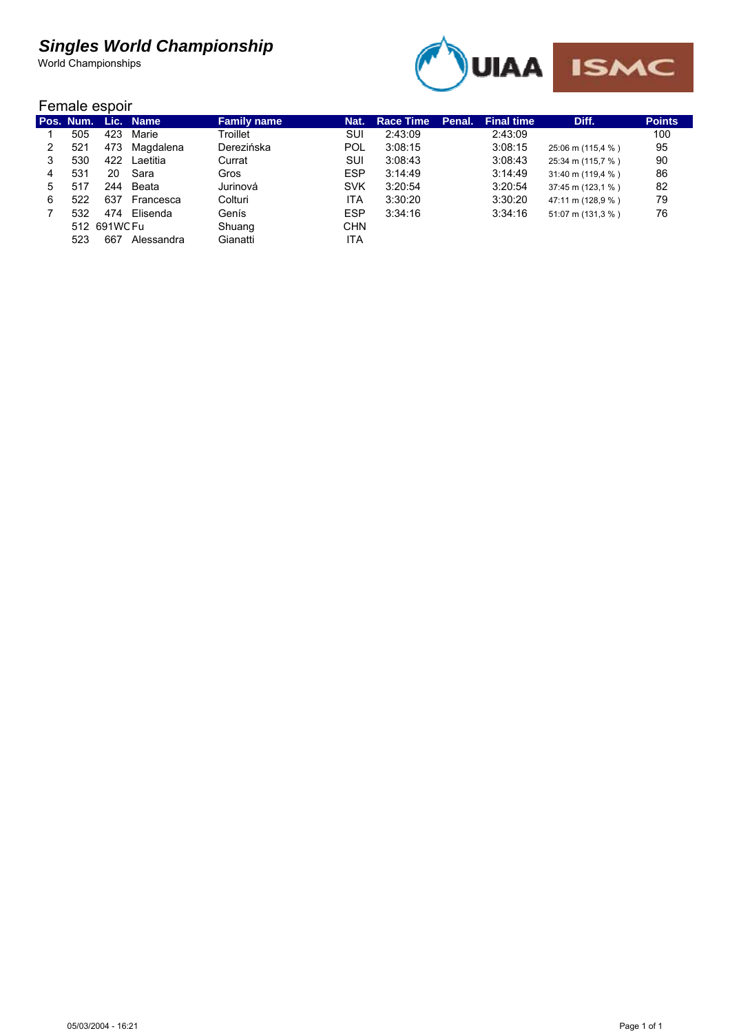# *Singles World Championship*

World Championships

UIAA ISMC

## Female espoir

| Pos. | Num. | Lic. | Name | Family name | Nat. | Race Time | Penal. | Final time | Diff. | Points |
|---|---|---|---|---|---|---|---|---|---|---|
| 1 | 505 | 423 | Marie | Troillet | SUI | 2:43:09 | | 2:43:09 | | 100 |
| 2 | 521 | 473 | Magdalena | Derezińska | POL | 3:08:15 | | 3:08:15 | 25:06 m (115,4 % ) | 95 |
| 3 | 530 | 422 | Laetitia | Currat | SUI | 3:08:43 | | 3:08:43 | 25:34 m (115,7 % ) | 90 |
| 4 | 531 | 20 | Sara | Gros | ESP | 3:14:49 | | 3:14:49 | 31:40 m (119,4 % ) | 86 |
| 5 | 517 | 244 | Beata | Jurinová | SVK | 3:20:54 | | 3:20:54 | 37:45 m (123,1 % ) | 82 |
| 6 | 522 | 637 | Francesca | Colturi | ITA | 3:30:20 | | 3:30:20 | 47:11 m (128,9 % ) | 79 |
| 7 | 532 | 474 | Elisenda | Genís | ESP | 3:34:16 | | 3:34:16 | 51:07 m (131,3 % ) | 76 |
| | 512 | 691WC | Fu | Shuang | CHN | | | | | |
| | 523 | 667 | Alessandra | Gianatti | ITA | | | | | |

05/03/2004 - 16:21